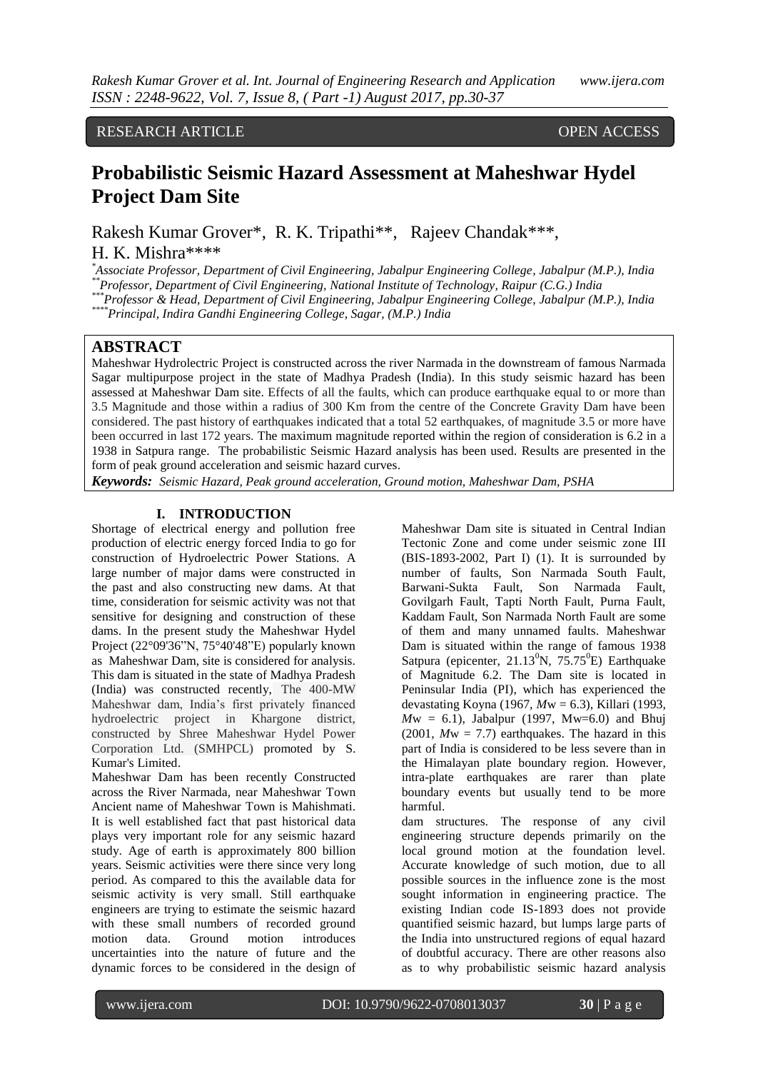RESEARCH ARTICLE OPEN ACCESS

# Probabilistic Seismic Hazard Assessment at Maheshwar Hydel Project Dam Site

Rakesh Kumar Grover*, R. K. Tripathi**, Rajeev Chandak***, H. K. Mishra****

*Associate Professor, Department of Civil Engineering, Jabalpur Engineering College, Jabalpur (M.P.), India
**Professor, Department of Civil Engineering, National Institute of Technology, Raipur (C.G.) India
***Professor & Head, Department of Civil Engineering, Jabalpur Engineering College, Jabalpur (M.P.), India
****Principal, Indira Gandhi Engineering College, Sagar, (M.P.) India

## ABSTRACT

Maheshwar Hydroelectric Project is constructed across the river Narmada in the downstream of famous Narmada Sagar multipurpose project in the state of Madhya Pradesh (India). In this study seismic hazard has been assessed at Maheshwar Dam site. Effects of all the faults, which can produce earthquake equal to or more than 3.5 Magnitude and those within a radius of 300 Km from the centre of the Concrete Gravity Dam have been considered. The past history of earthquakes indicated that a total 52 earthquakes, of magnitude 3.5 or more have been occurred in last 172 years. The maximum magnitude reported within the region of consideration is 6.2 in a 1938 in Satpura range. The probabilistic Seismic Hazard analysis has been used. Results are presented in the form of peak ground acceleration and seismic hazard curves.

***Keywords:*** *Seismic Hazard, Peak ground acceleration, Ground motion, Maheshwar Dam, PSHA*

## I. INTRODUCTION

Shortage of electrical energy and pollution free production of electric energy forced India to go for construction of Hydroelectric Power Stations. A large number of major dams were constructed in the past and also constructing new dams. At that time, consideration for seismic activity was not that sensitive for designing and construction of these dams. In the present study the Maheshwar Hydel Project (22°09'36"N, 75°40'48"E) popularly known as Maheshwar Dam, site is considered for analysis. This dam is situated in the state of Madhya Pradesh (India) was constructed recently, The 400-MW Maheshwar dam, India's first privately financed hydroelectric project in Khargone district, constructed by Shree Maheshwar Hydel Power Corporation Ltd. (SMHPCL) promoted by S. Kumar's Limited.

Maheshwar Dam has been recently Constructed across the River Narmada, near Maheshwar Town Ancient name of Maheshwar Town is Mahishmati. It is well established fact that past historical data plays very important role for any seismic hazard study. Age of earth is approximately 800 billion years. Seismic activities were there since very long period. As compared to this the available data for seismic activity is very small. Still earthquake engineers are trying to estimate the seismic hazard with these small numbers of recorded ground motion data. Ground motion introduces uncertainties into the nature of future and the dynamic forces to be considered in the design of dam structures. The response of any civil engineering structure depends primarily on the local ground motion at the foundation level. Accurate knowledge of such motion, due to all possible sources in the influence zone is the most sought information in engineering practice. The existing Indian code IS-1893 does not provide quantified seismic hazard, but lumps large parts of the India into unstructured regions of equal hazard of doubtful accuracy. There are other reasons also as to why probabilistic seismic hazard analysis

Maheshwar Dam site is situated in Central Indian Tectonic Zone and come under seismic zone III (BIS-1893-2002, Part I) (1). It is surrounded by number of faults, Son Narmada South Fault, Barwani-Sukta Fault, Son Narmada Fault, Govilgarh Fault, Tapti North Fault, Purna Fault, Kaddam Fault, Son Narmada North Fault are some of them and many unnamed faults. Maheshwar Dam is situated within the range of famous 1938 Satpura (epicenter, $21.13^0$N, $75.75^0$E) Earthquake of Magnitude 6.2. The Dam site is located in Peninsular India (PI), which has experienced the devastating Koyna (1967, $M_w$ = 6.3), Killari (1993, $M_w$ = 6.1), Jabalpur (1997, Mw=6.0) and Bhuj (2001, $M_w$ = 7.7) earthquakes. The hazard in this part of India is considered to be less severe than in the Himalayan plate boundary region. However, intra-plate earthquakes are rarer than plate boundary events but usually tend to be more harmful.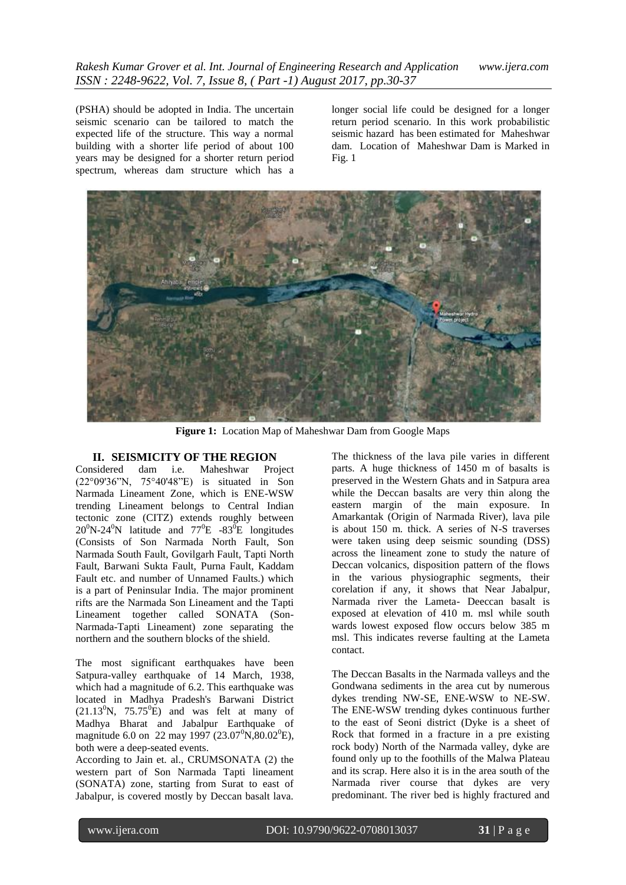(PSHA) should be adopted in India. The uncertain seismic scenario can be tailored to match the expected life of the structure. This way a normal building with a shorter life period of about 100 years may be designed for a shorter return period spectrum, whereas dam structure which has a longer social life could be designed for a longer return period scenario. In this work probabilistic seismic hazard has been estimated for Maheshwar dam. Location of Maheshwar Dam is Marked in Fig. 1

**Figure 1:** Location Map of Maheshwar Dam from Google Maps

## II. SEISMICITY OF THE REGION

Considered dam i.e. Maheshwar Project (22°09'36"N, 75°40'48"E) is situated in Son Narmada Lineament Zone, which is ENE-WSW trending Lineament belongs to Central Indian tectonic zone (CITZ) extends roughly between $20^0$N-$24^0$N latitude and $77^0$E -$83^0$E longitudes (Consists of Son Narmada North Fault, Son Narmada South Fault, Govilgarh Fault, Tapti North Fault, Barwani Sukta Fault, Purna Fault, Kaddam Fault etc. and number of Unnamed Faults.) which is a part of Peninsular India. The major prominent rifts are the Narmada Son Lineament and the Tapti Lineament together called SONATA (Son-Narmada-Tapti Lineament) zone separating the northern and the southern blocks of the shield.

The most significant earthquakes have been Satpura-valley earthquake of 14 March, 1938, which had a magnitude of 6.2. This earthquake was located in Madhya Pradesh's Barwani District ($21.13^0$N, $75.75^0$E) and was felt at many of Madhya Bharat and Jabalpur Earthquake of magnitude 6.0 on 22 may 1997 ($23.07^0$N,$80.02^0$E), both were a deep-seated events.

According to Jain et. al., CRUMSONATA (2) the western part of Son Narmada Tapti lineament (SONATA) zone, starting from Surat to east of Jabalpur, is covered mostly by Deccan basalt lava. The thickness of the lava pile varies in different parts. A huge thickness of 1450 m of basalts is preserved in the Western Ghats and in Satpura area while the Deccan basalts are very thin along the eastern margin of the main exposure. In Amarkantak (Origin of Narmada River), lava pile is about 150 m. thick. A series of N-S traverses were taken using deep seismic sounding (DSS) across the lineament zone to study the nature of Deccan volcanics, disposition pattern of the flows in the various physiographic segments, their corelation if any, it shows that Near Jabalpur, Narmada river the Lameta- Deeccan basalt is exposed at elevation of 410 m. msl while south wards lowest exposed flow occurs below 385 m msl. This indicates reverse faulting at the Lameta contact.

The Deccan Basalts in the Narmada valleys and the Gondwana sediments in the area cut by numerous dykes trending NW-SE, ENE-WSW to NE-SW. The ENE-WSW trending dykes continuous further to the east of Seoni district (Dyke is a sheet of Rock that formed in a fracture in a pre existing rock body) North of the Narmada valley, dyke are found only up to the foothills of the Malwa Plateau and its scrap. Here also it is in the area south of the Narmada river course that dykes are very predominant. The river bed is highly fractured and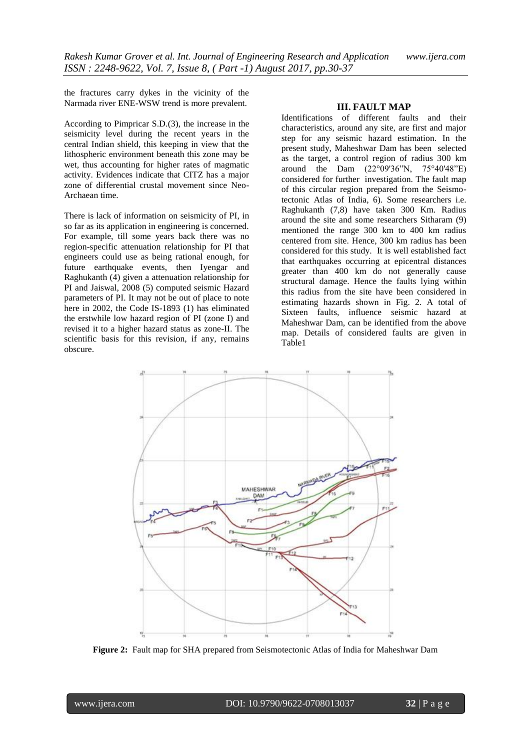the fractures carry dykes in the vicinity of the Narmada river ENE-WSW trend is more prevalent.

According to Pimpricar S.D.(3), the increase in the seismicity level during the recent years in the central Indian shield, this keeping in view that the lithospheric environment beneath this zone may be wet, thus accounting for higher rates of magmatic activity. Evidences indicate that CITZ has a major zone of differential crustal movement since Neo-Archaean time.

There is lack of information on seismicity of PI, in so far as its application in engineering is concerned. For example, till some years back there was no region-specific attenuation relationship for PI that engineers could use as being rational enough, for future earthquake events, then Iyengar and Raghukanth (4) given a attenuation relationship for PI and Jaiswal, 2008 (5) computed seismic Hazard parameters of PI. It may not be out of place to note here in 2002, the Code IS-1893 (1) has eliminated the erstwhile low hazard region of PI (zone I) and revised it to a higher hazard status as zone-II. The scientific basis for this revision, if any, remains obscure.

## III. FAULT MAP

Identifications of different faults and their characteristics, around any site, are first and major step for any seismic hazard estimation. In the present study, Maheshwar Dam has been selected as the target, a control region of radius 300 km around the Dam (22°09'36"N, 75°40'48"E) considered for further investigation. The fault map of this circular region prepared from the Seismo-tectonic Atlas of India, 6). Some researchers i.e. Raghukanth (7,8) have taken 300 Km. Radius around the site and some researchers Sitharam (9) mentioned the range 300 km to 400 km radius centered from site. Hence, 300 km radius has been considered for this study. It is well established fact that earthquakes occurring at epicentral distances greater than 400 km do not generally cause structural damage. Hence the faults lying within this radius from the site have been considered in estimating hazards shown in Fig. 2. A total of Sixteen faults, influence seismic hazard at Maheshwar Dam, can be identified from the above map. Details of considered faults are given in Table1

**Figure 2:** Fault map for SHA prepared from Seismotectonic Atlas of India for Maheshwar Dam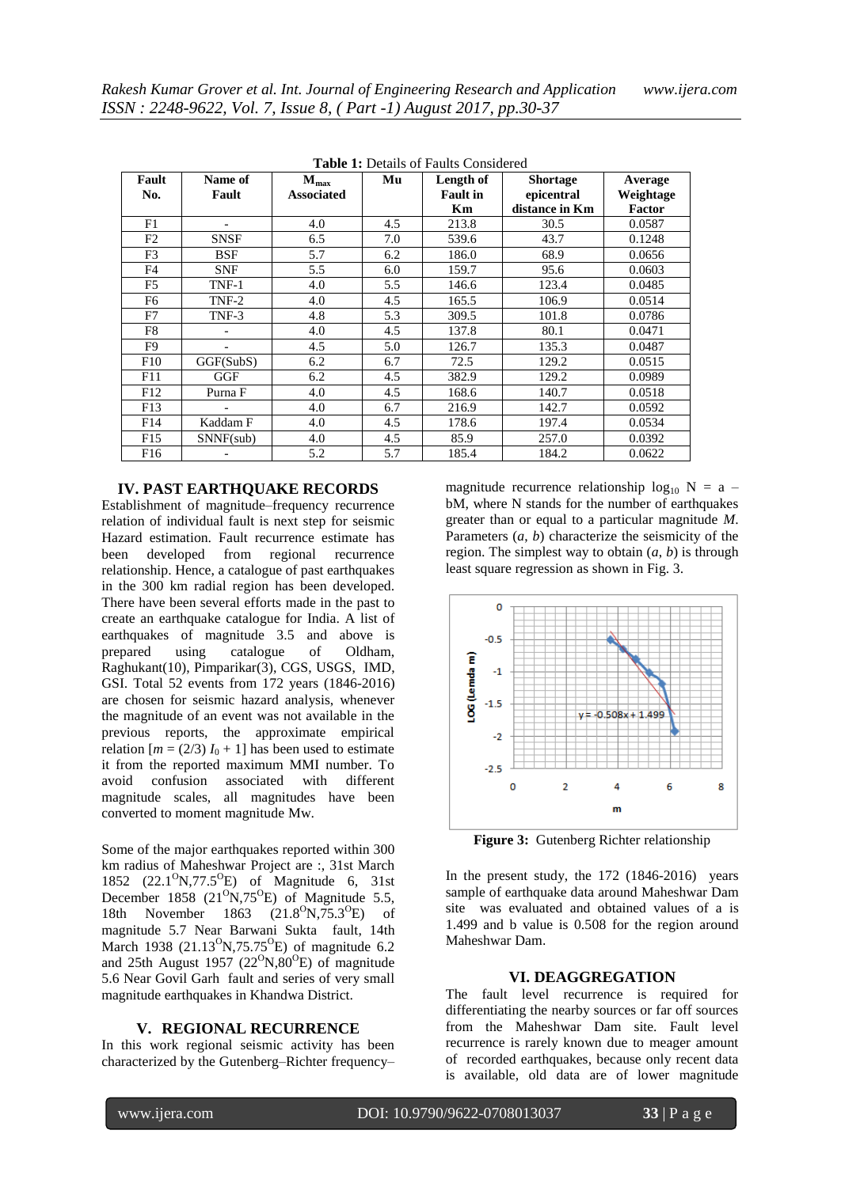**Table 1:** Details of Faults Considered

| Fault No. | Name of Fault | $M_{max}$ Associated | Mu | Length of Fault in Km | Shortage epicentral distance in Km | Average Weightage Factor |
|---|---|---|---|---|---|---|
| F1 | - | 4.0 | 4.5 | 213.8 | 30.5 | 0.0587 |
| F2 | SNSF | 6.5 | 7.0 | 539.6 | 43.7 | 0.1248 |
| F3 | BSF | 5.7 | 6.2 | 186.0 | 68.9 | 0.0656 |
| F4 | SNF | 5.5 | 6.0 | 159.7 | 95.6 | 0.0603 |
| F5 | TNF-1 | 4.0 | 5.5 | 146.6 | 123.4 | 0.0485 |
| F6 | TNF-2 | 4.0 | 4.5 | 165.5 | 106.9 | 0.0514 |
| F7 | TNF-3 | 4.8 | 5.3 | 309.5 | 101.8 | 0.0786 |
| F8 | - | 4.0 | 4.5 | 137.8 | 80.1 | 0.0471 |
| F9 | - | 4.5 | 5.0 | 126.7 | 135.3 | 0.0487 |
| F10 | GGF(SubS) | 6.2 | 6.7 | 72.5 | 129.2 | 0.0515 |
| F11 | GGF | 6.2 | 4.5 | 382.9 | 129.2 | 0.0989 |
| F12 | Purna F | 4.0 | 4.5 | 168.6 | 140.7 | 0.0518 |
| F13 | - | 4.0 | 6.7 | 216.9 | 142.7 | 0.0592 |
| F14 | Kaddam F | 4.0 | 4.5 | 178.6 | 197.4 | 0.0534 |
| F15 | SNNF(sub) | 4.0 | 4.5 | 85.9 | 257.0 | 0.0392 |
| F16 | - | 5.2 | 5.7 | 185.4 | 184.2 | 0.0622 |

## IV. PAST EARTHQUAKE RECORDS

Establishment of magnitude–frequency recurrence relation of individual fault is next step for seismic Hazard estimation. Fault recurrence estimate has been developed from regional recurrence relationship. Hence, a catalogue of past earthquakes in the 300 km radial region has been developed. There have been several efforts made in the past to create an earthquake catalogue for India. A list of earthquakes of magnitude 3.5 and above is prepared using catalogue of Oldham, Raghukant(10), Pimparikar(3), CGS, USGS, IMD, GSI. Total 52 events from 172 years (1846-2016) are chosen for seismic hazard analysis, whenever the magnitude of an event was not available in the previous reports, the approximate empirical relation [$m = (2/3)\, I_0 + 1$] has been used to estimate it from the reported maximum MMI number. To avoid confusion associated with different magnitude scales, all magnitudes have been converted to moment magnitude Mw.

Some of the major earthquakes reported within 300 km radius of Maheshwar Project are :, 31st March 1852 ($22.1^{O}$N,$77.5^{O}$E) of Magnitude 6, 31st December 1858 ($21^{O}$N,$75^{O}$E) of Magnitude 5.5, 18th November 1863 ($21.8^{O}$N,$75.3^{O}$E) of magnitude 5.7 Near Barwani Sukta fault, 14th March 1938 ($21.13^{O}$N,$75.75^{O}$E) of magnitude 6.2 and 25th August 1957 ($22^{O}$N,$80^{O}$E) of magnitude 5.6 Near Govil Garh fault and series of very small magnitude earthquakes in Khandwa District.

## V. REGIONAL RECURRENCE

In this work regional seismic activity has been characterized by the Gutenberg–Richter frequency–magnitude recurrence relationship $\log_{10} N = a - bM$, where N stands for the number of earthquakes greater than or equal to a particular magnitude *M*. Parameters (*a*, *b*) characterize the seismicity of the region. The simplest way to obtain (*a*, *b*) is through least square regression as shown in Fig. 3.

**Figure 3:** Gutenberg Richter relationship

In the present study, the 172 (1846-2016) years sample of earthquake data around Maheshwar Dam site was evaluated and obtained values of a is 1.499 and b value is 0.508 for the region around Maheshwar Dam.

## VI. DEAGGREGATION

The fault level recurrence is required for differentiating the nearby sources or far off sources from the Maheshwar Dam site. Fault level recurrence is rarely known due to meager amount of recorded earthquakes, because only recent data is available, old data are of lower magnitude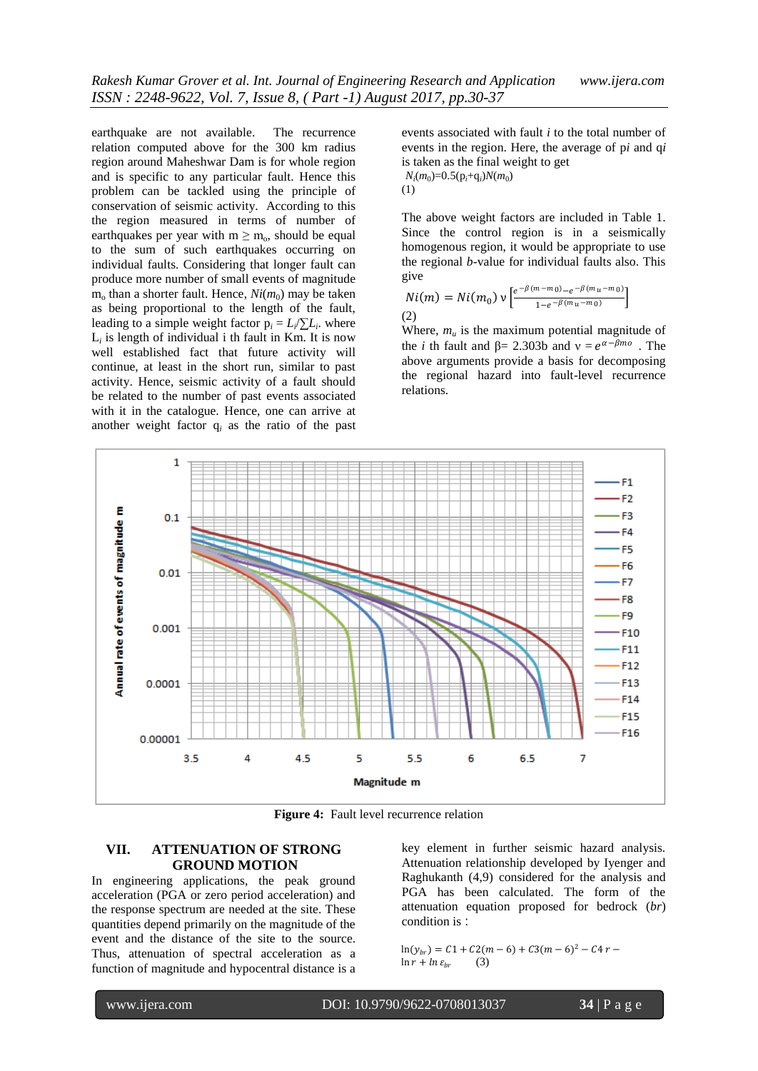earthquake are not available. The recurrence relation computed above for the 300 km radius region around Maheshwar Dam is for whole region and is specific to any particular fault. Hence this problem can be tackled using the principle of conservation of seismic activity. According to this the region measured in terms of number of earthquakes per year with $m \geq m_o$, should be equal to the sum of such earthquakes occurring on individual faults. Considering that longer fault can produce more number of small events of magnitude $m_o$ than a shorter fault. Hence, $Ni(m_0)$ may be taken as being proportional to the length of the fault, leading to a simple weight factor $p_i = L_i/\sum L_i$. where $L_i$ is length of individual i th fault in Km. It is now well established fact that future activity will continue, at least in the short run, similar to past activity. Hence, seismic activity of a fault should be related to the number of past events associated with it in the catalogue. Hence, one can arrive at another weight factor $q_i$ as the ratio of the past events associated with fault $i$ to the total number of events in the region. Here, the average of $pi$ and $qi$ is taken as the final weight to get

$$N_i(m_0)=0.5(p_i+q_i)N(m_0)$$ (1)

The above weight factors are included in Table 1. Since the control region is in a seismically homogenous region, it would be appropriate to use the regional $b$-value for individual faults also. This give

$$Ni(m) = Ni(m_0)\, \nu \left[\frac{e^{-\beta(m-m_0)} - e^{-\beta(m_u - m_0)}}{1 - e^{-\beta(m_u - m_0)}}\right]$$ (2)

Where, $m_u$ is the maximum potential magnitude of the $i$ th fault and β= 2.303b and $\nu = e^{\alpha - \beta m_0}$ . The above arguments provide a basis for decomposing the regional hazard into fault-level recurrence relations.

**Figure 4:** Fault level recurrence relation

## VII. ATTENUATION OF STRONG GROUND MOTION

In engineering applications, the peak ground acceleration (PGA or zero period acceleration) and the response spectrum are needed at the site. These quantities depend primarily on the magnitude of the event and the distance of the site to the source. Thus, attenuation of spectral acceleration as a function of magnitude and hypocentral distance is a key element in further seismic hazard analysis. Attenuation relationship developed by Iyenger and Raghukanth (4,9) considered for the analysis and PGA has been calculated. The form of the attenuation equation proposed for bedrock ($br$) condition is :

$$\ln(y_{br}) = C1 + C2(m-6) + C3(m-6)^2 - C4\,r - \ln r + \ln \varepsilon_{br}$$ (3)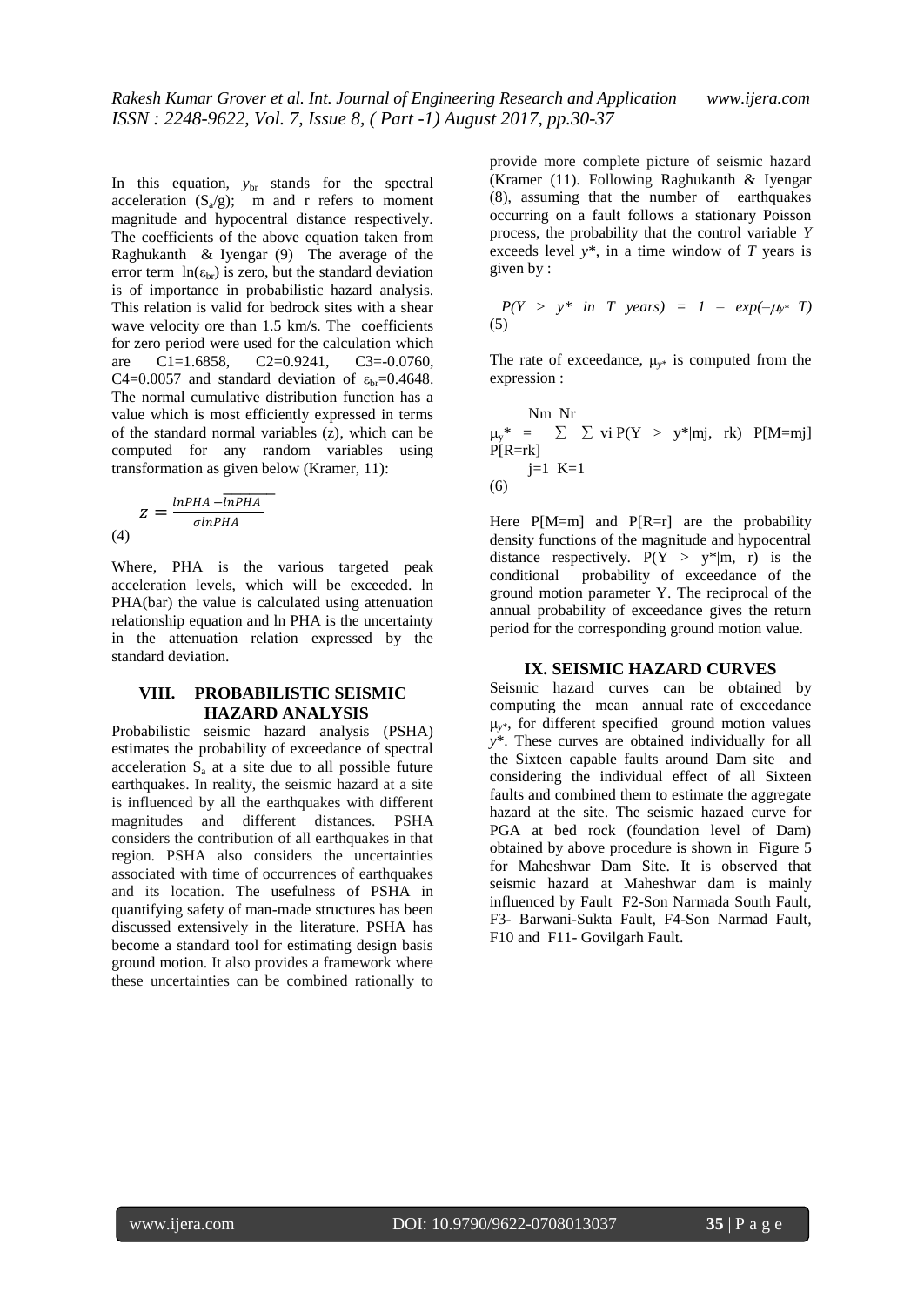In this equation, $y_{br}$ stands for the spectral acceleration ($S_a/g$); m and r refers to moment magnitude and hypocentral distance respectively. The coefficients of the above equation taken from Raghukanth & Iyengar (9) The average of the error term $\ln(\varepsilon_{br})$ is zero, but the standard deviation is of importance in probabilistic hazard analysis. This relation is valid for bedrock sites with a shear wave velocity ore than 1.5 km/s. The coefficients for zero period were used for the calculation which are C1=1.6858, C2=0.9241, C3=-0.0760, C4=0.0057 and standard deviation of $\varepsilon_{br}$=0.4648. The normal cumulative distribution function has a value which is most efficiently expressed in terms of the standard normal variables (z), which can be computed for any random variables using transformation as given below (Kramer, 11):

$$z = \frac{lnPHA - \overline{lnPHA}}{\sigma lnPHA}$$

(4)

Where, PHA is the various targeted peak acceleration levels, which will be exceeded. ln PHA(bar) the value is calculated using attenuation relationship equation and ln PHA is the uncertainty in the attenuation relation expressed by the standard deviation.

## VIII. PROBABILISTIC SEISMIC HAZARD ANALYSIS

Probabilistic seismic hazard analysis (PSHA) estimates the probability of exceedance of spectral acceleration $S_a$ at a site due to all possible future earthquakes. In reality, the seismic hazard at a site is influenced by all the earthquakes with different magnitudes and different distances. PSHA considers the contribution of all earthquakes in that region. PSHA also considers the uncertainties associated with time of occurrences of earthquakes and its location. The usefulness of PSHA in quantifying safety of man-made structures has been discussed extensively in the literature. PSHA has become a standard tool for estimating design basis ground motion. It also provides a framework where these uncertainties can be combined rationally to provide more complete picture of seismic hazard (Kramer (11). Following Raghukanth & Iyengar (8), assuming that the number of earthquakes occurring on a fault follows a stationary Poisson process, the probability that the control variable *Y* exceeds level *y*\*, in a time window of *T* years is given by :

$$P(Y > y^* \text{ in } T \text{ years}) = 1 - \exp(-\mu_{y^*} T)$$

(5)

The rate of exceedance, $\mu_{y^*}$ is computed from the expression :

$$\mu_{y^*} = \sum_{j=1}^{Nm} \sum_{K=1}^{Nr} v_i \, P(Y > y^*|m_j, r_k) \, P[M=m_j] \, P[R=r_k]$$

(6)

Here P[M=m] and P[R=r] are the probability density functions of the magnitude and hypocentral distance respectively. $P(Y > y^*|m, r)$ is the conditional probability of exceedance of the ground motion parameter Y. The reciprocal of the annual probability of exceedance gives the return period for the corresponding ground motion value.

## IX. SEISMIC HAZARD CURVES

Seismic hazard curves can be obtained by computing the mean annual rate of exceedance $\mu_{y^*}$, for different specified ground motion values *y*\*. These curves are obtained individually for all the Sixteen capable faults around Dam site and considering the individual effect of all Sixteen faults and combined them to estimate the aggregate hazard at the site. The seismic hazaed curve for PGA at bed rock (foundation level of Dam) obtained by above procedure is shown in Figure 5 for Maheshwar Dam Site. It is observed that seismic hazard at Maheshwar dam is mainly influenced by Fault F2-Son Narmada South Fault, F3- Barwani-Sukta Fault, F4-Son Narmad Fault, F10 and F11- Govilgarh Fault.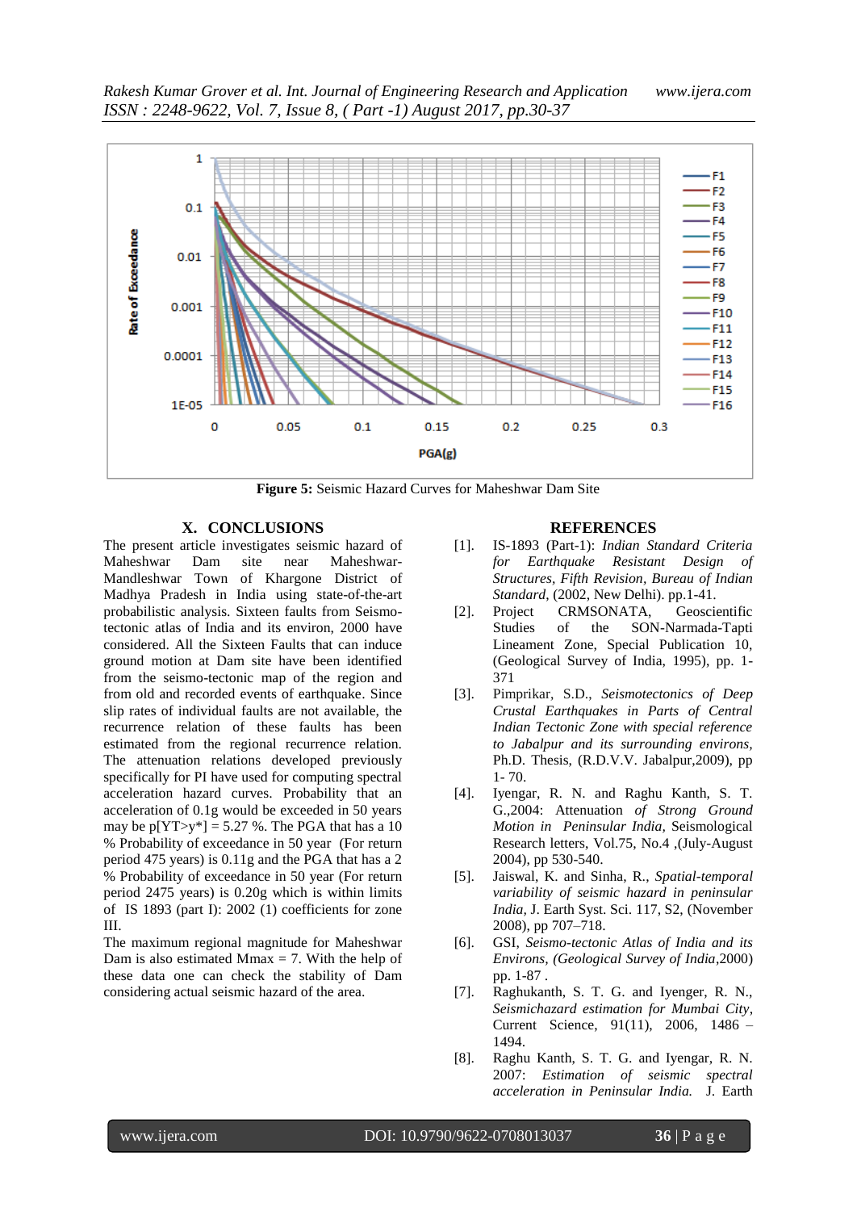**Figure 5:** Seismic Hazard Curves for Maheshwar Dam Site

## X. CONCLUSIONS

The present article investigates seismic hazard of Maheshwar Dam site near Maheshwar-Mandleshwar Town of Khargone District of Madhya Pradesh in India using state-of-the-art probabilistic analysis. Sixteen faults from Seismo-tectonic atlas of India and its environ, 2000 have considered. All the Sixteen Faults that can induce ground motion at Dam site have been identified from the seismo-tectonic map of the region and from old and recorded events of earthquake. Since slip rates of individual faults are not available, the recurrence relation of these faults has been estimated from the regional recurrence relation. The attenuation relations developed previously specifically for PI have used for computing spectral acceleration hazard curves. Probability that an acceleration of 0.1g would be exceeded in 50 years may be p[YT>y*] = 5.27 %. The PGA that has a 10 % Probability of exceedance in 50 year (For return period 475 years) is 0.11g and the PGA that has a 2 % Probability of exceedance in 50 year (For return period 2475 years) is 0.20g which is within limits of IS 1893 (part I): 2002 (1) coefficients for zone III.

The maximum regional magnitude for Maheshwar Dam is also estimated Mmax = 7. With the help of these data one can check the stability of Dam considering actual seismic hazard of the area.

## REFERENCES

[1]. IS-1893 (Part-1): *Indian Standard Criteria for Earthquake Resistant Design of Structures, Fifth Revision, Bureau of Indian Standard*, (2002, New Delhi). pp.1-41.

[2]. Project CRMSONATA, Geoscientific Studies of the SON-Narmada-Tapti Lineament Zone, Special Publication 10, (Geological Survey of India, 1995), pp. 1-371

[3]. Pimprikar, S.D., *Seismotectonics of Deep Crustal Earthquakes in Parts of Central Indian Tectonic Zone with special reference to Jabalpur and its surrounding environs*, Ph.D. Thesis, (R.D.V.V. Jabalpur,2009), pp 1- 70.

[4]. Iyengar, R. N. and Raghu Kanth, S. T. G.,2004: Attenuation *of Strong Ground Motion in Peninsular India*, Seismological Research letters, Vol.75, No.4 ,(July-August 2004), pp 530-540.

[5]. Jaiswal, K. and Sinha, R., *Spatial-temporal variability of seismic hazard in peninsular India*, J. Earth Syst. Sci. 117, S2, (November 2008), pp 707–718.

[6]. GSI, *Seismo-tectonic Atlas of India and its Environs, (Geological Survey of India*,2000) pp. 1-87 .

[7]. Raghukanth, S. T. G. and Iyenger, R. N., *Seismichazard estimation for Mumbai City*, Current Science, 91(11), 2006, 1486 – 1494.

[8]. Raghu Kanth, S. T. G. and Iyengar, R. N. 2007: *Estimation of seismic spectral acceleration in Peninsular India.* J. Earth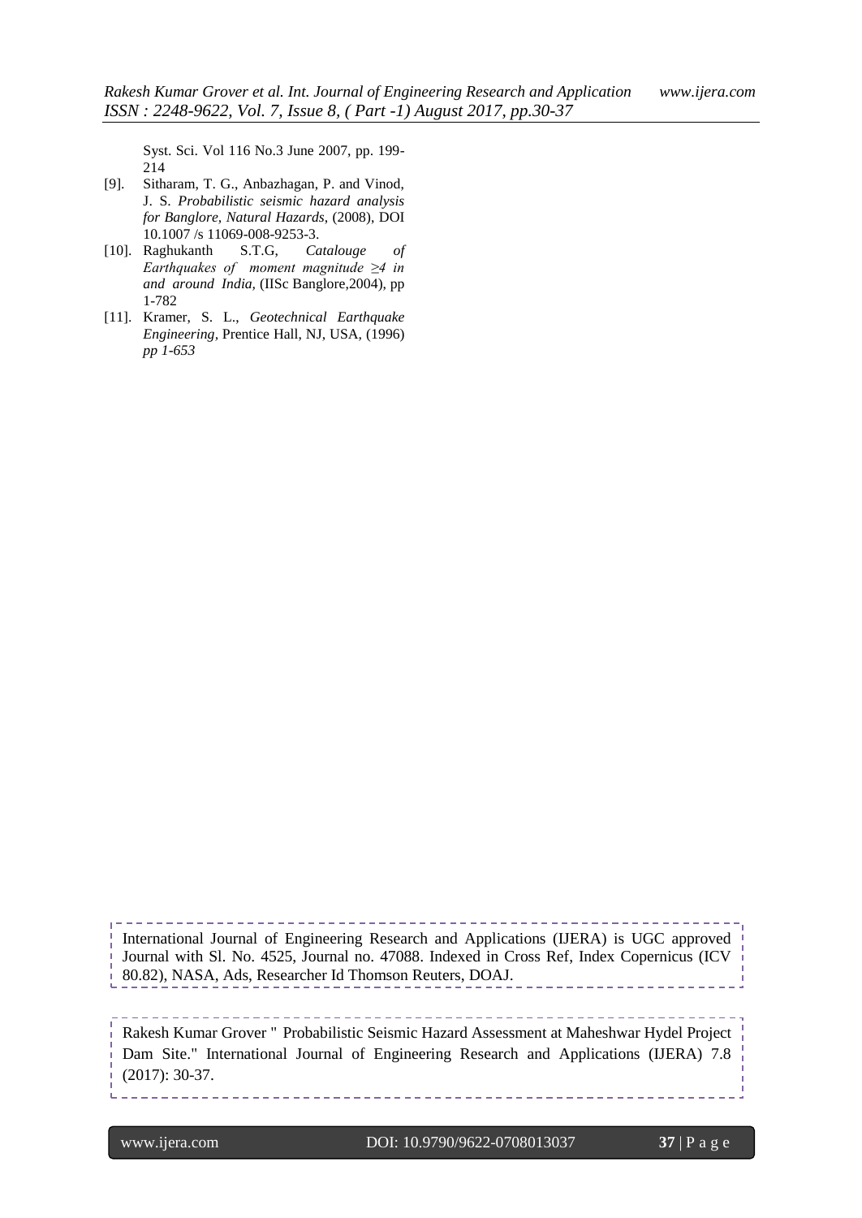Syst. Sci. Vol 116 No.3 June 2007, pp. 199-214

[9]. Sitharam, T. G., Anbazhagan, P. and Vinod, J. S. *Probabilistic seismic hazard analysis for Banglore, Natural Hazards*, (2008), DOI 10.1007 /s 11069-008-9253-3.

[10]. Raghukanth S.T.G, *Catalouge of Earthquakes of moment magnitude ≥4 in and around India*, (IISc Banglore,2004), pp 1-782

[11]. Kramer, S. L., *Geotechnical Earthquake Engineering*, Prentice Hall, NJ, USA, (1996) *pp 1-653*

International Journal of Engineering Research and Applications (IJERA) is UGC approved Journal with Sl. No. 4525, Journal no. 47088. Indexed in Cross Ref, Index Copernicus (ICV 80.82), NASA, Ads, Researcher Id Thomson Reuters, DOAJ.

Rakesh Kumar Grover " Probabilistic Seismic Hazard Assessment at Maheshwar Hydel Project Dam Site." International Journal of Engineering Research and Applications (IJERA) 7.8 (2017): 30-37.